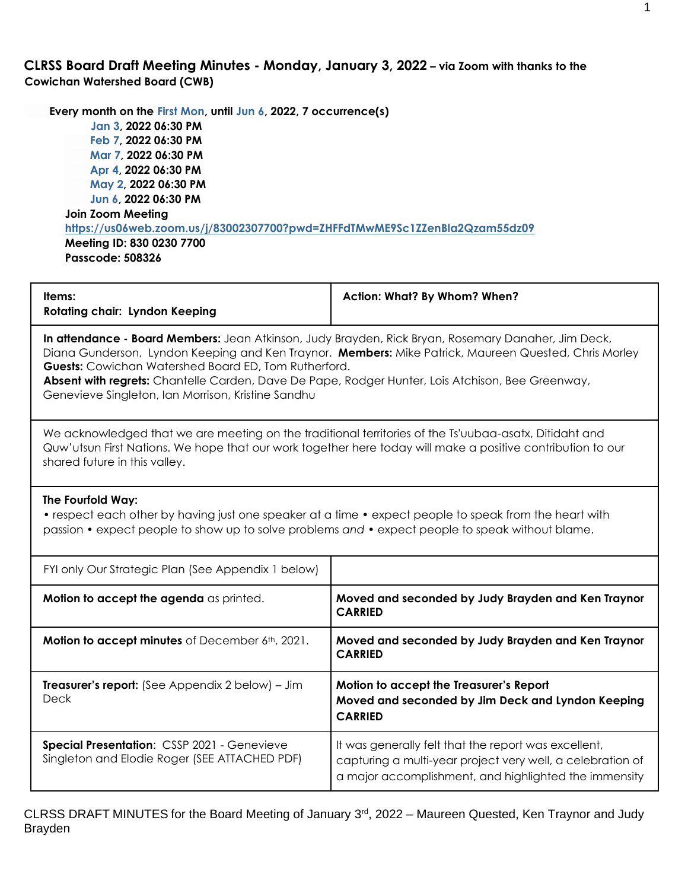# CLRSS Board Draft Meeting Minutes - Monday, January 3, 2022 – via Zoom with thanks to the Cowichan Watershed Board (CWB)

**Every month on the First Mon, until Jun 6, 2022, 7 occurrence(s)**

- **Jan 3, 2022 06:30 PM**
- **Feb 7, 2022 06:30 PM**
- **Mar 7, 2022 06:30 PM**
- **Apr 4, 2022 06:30 PM**
- **May 2, 2022 06:30 PM**
- **Jun 6, 2022 06:30 PM**

**Join Zoom Meeting**
**https://us06web.zoom.us/j/83002307700?pwd=ZHFFdTMwME9Sc1ZZenBla2Qzam55dz09**
**Meeting ID: 830 0230 7700**
**Passcode: 508326**

| **Items:** **Rotating chair: Lyndon Keeping** | **Action: What? By Whom? When?** |
|---|---|
| **In attendance - Board Members:** Jean Atkinson, Judy Brayden, Rick Bryan, Rosemary Danaher, Jim Deck, Diana Gunderson, Lyndon Keeping and Ken Traynor. **Members:** Mike Patrick, Maureen Quested, Chris Morley **Guests:** Cowichan Watershed Board ED, Tom Rutherford. **Absent with regrets:** Chantelle Carden, Dave De Pape, Rodger Hunter, Lois Atchison, Bee Greenway, Genevieve Singleton, Ian Morrison, Kristine Sandhu | |
| We acknowledged that we are meeting on the traditional territories of the Ts'uubaa-asatx, Ditidaht and Quw'utsun First Nations. We hope that our work together here today will make a positive contribution to our shared future in this valley. | |
| **The Fourfold Way:** • respect each other by having just one speaker at a time • expect people to speak from the heart with passion • expect people to show up to solve problems *and* • expect people to speak without blame. | |
| FYI only Our Strategic Plan (See Appendix 1 below) | |
| **Motion to accept the agenda** as printed. | **Moved and seconded by Judy Brayden and Ken Traynor CARRIED** |
| **Motion to accept minutes** of December 6th, 2021. | **Moved and seconded by Judy Brayden and Ken Traynor CARRIED** |
| **Treasurer's report:** (See Appendix 2 below) – Jim Deck | **Motion to accept the Treasurer's Report** **Moved and seconded by Jim Deck and Lyndon Keeping CARRIED** |
| **Special Presentation**: CSSP 2021 - Genevieve Singleton and Elodie Roger (SEE ATTACHED PDF) | It was generally felt that the report was excellent, capturing a multi-year project very well, a celebration of a major accomplishment, and highlighted the immensity |

CLRSS DRAFT MINUTES for the Board Meeting of January 3rd, 2022 – Maureen Quested, Ken Traynor and Judy Brayden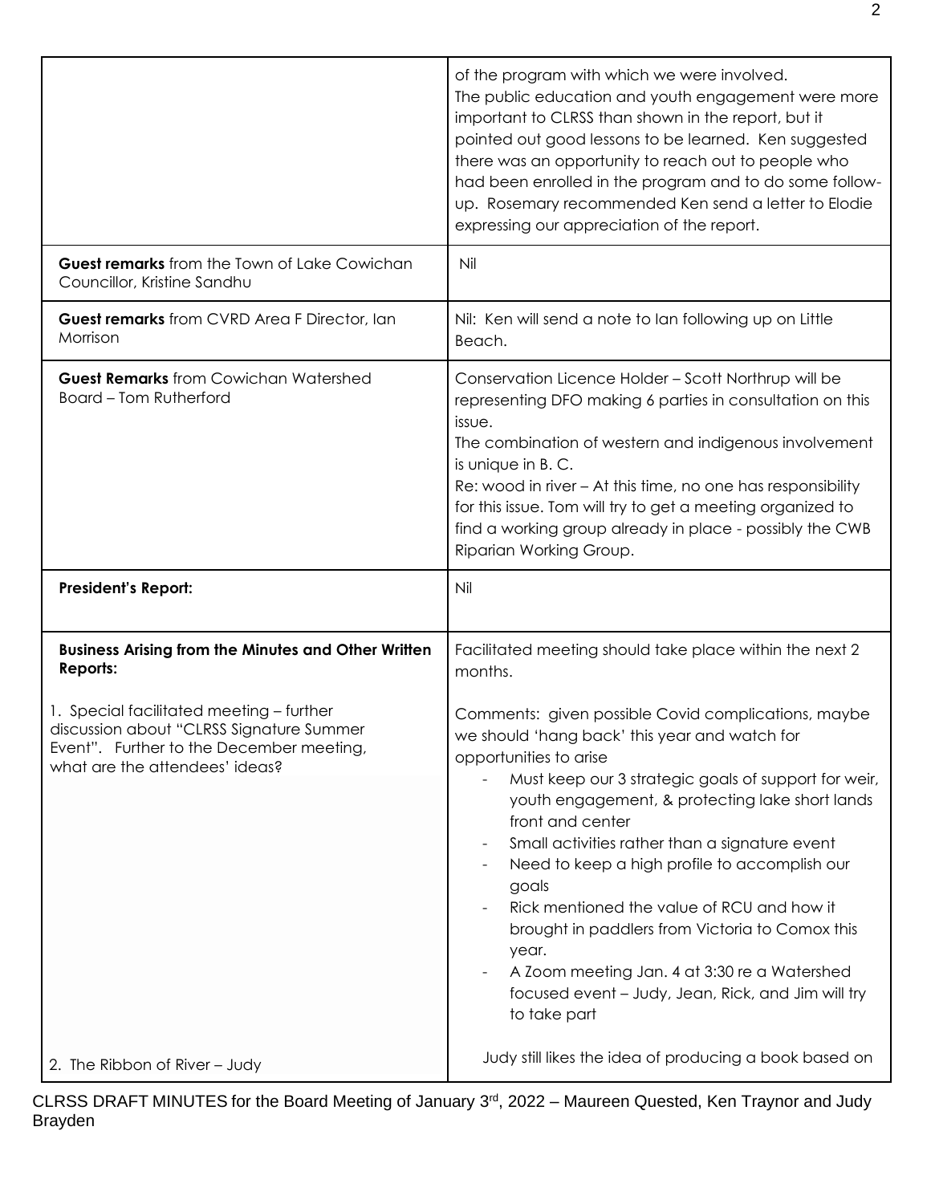| | |
|---|---|
| | of the program with which we were involved.<br>The public education and youth engagement were more important to CLRSS than shown in the report, but it pointed out good lessons to be learned. Ken suggested there was an opportunity to reach out to people who had been enrolled in the program and to do some follow-up. Rosemary recommended Ken send a letter to Elodie expressing our appreciation of the report. |
| **Guest remarks** from the Town of Lake Cowichan Councillor, Kristine Sandhu | Nil |
| **Guest remarks** from CVRD Area F Director, Ian Morrison | Nil: Ken will send a note to Ian following up on Little Beach. |
| **Guest Remarks** from Cowichan Watershed Board – Tom Rutherford | Conservation Licence Holder – Scott Northrup will be representing DFO making 6 parties in consultation on this issue.<br>The combination of western and indigenous involvement is unique in B. C.<br>Re: wood in river – At this time, no one has responsibility for this issue. Tom will try to get a meeting organized to find a working group already in place - possibly the CWB Riparian Working Group. |
| **President's Report:** | Nil |
| **Business Arising from the Minutes and Other Written Reports:**<br><br>1. Special facilitated meeting – further discussion about "CLRSS Signature Summer Event". Further to the December meeting, what are the attendees' ideas? | Facilitated meeting should take place within the next 2 months.<br><br>Comments: given possible Covid complications, maybe we should 'hang back' this year and watch for opportunities to arise<br>- Must keep our 3 strategic goals of support for weir, youth engagement, & protecting lake short lands front and center<br>- Small activities rather than a signature event<br>- Need to keep a high profile to accomplish our goals<br>- Rick mentioned the value of RCU and how it brought in paddlers from Victoria to Comox this year.<br>- A Zoom meeting Jan. 4 at 3:30 re a Watershed focused event – Judy, Jean, Rick, and Jim will try to take part |
| 2. The Ribbon of River – Judy | Judy still likes the idea of producing a book based on |

CLRSS DRAFT MINUTES for the Board Meeting of January 3rd, 2022 – Maureen Quested, Ken Traynor and Judy Brayden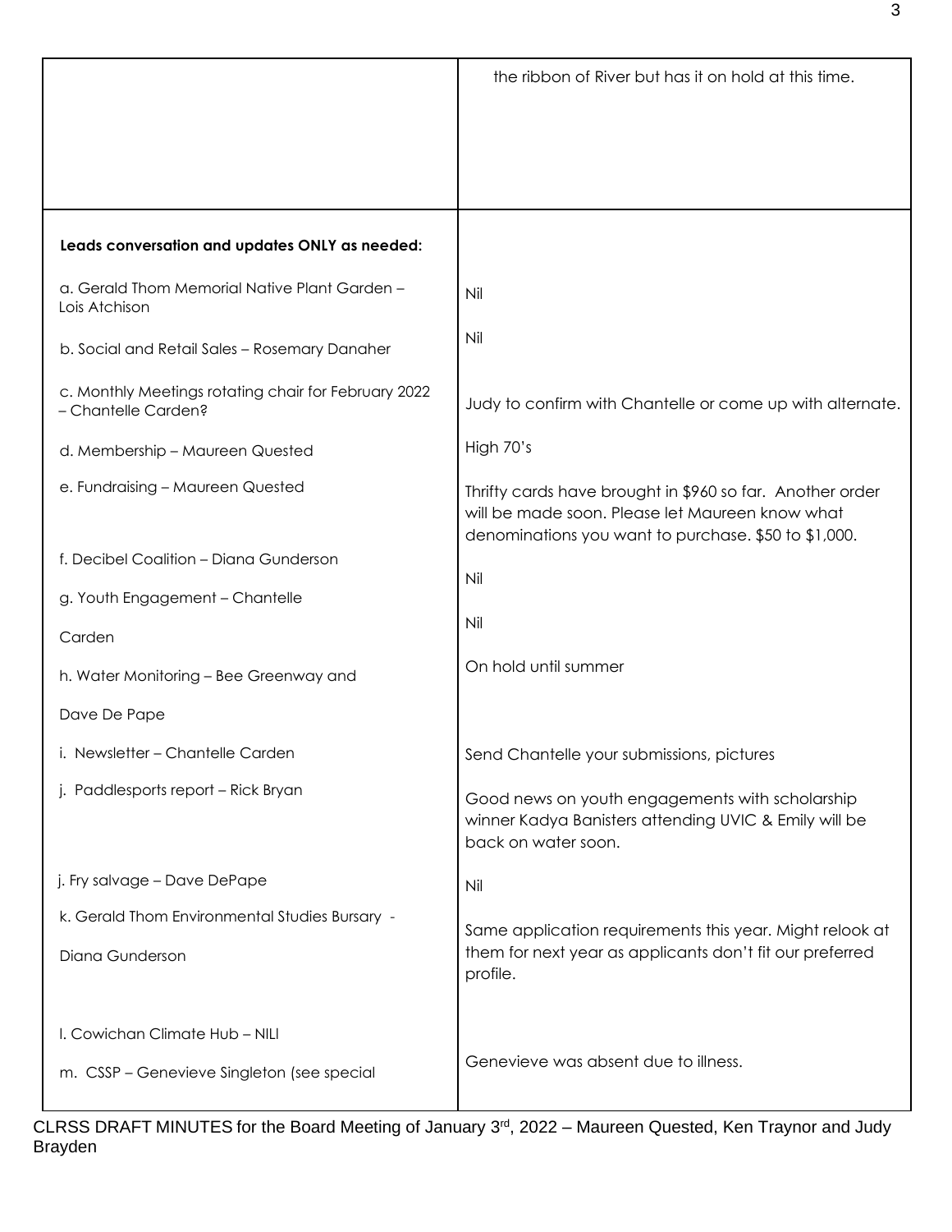| | the ribbon of River but has it on hold at this time. |
|---|---|
| **Leads conversation and updates ONLY as needed:** | |
| a. Gerald Thom Memorial Native Plant Garden – Lois Atchison | Nil |
| b. Social and Retail Sales – Rosemary Danaher | Nil |
| c. Monthly Meetings rotating chair for February 2022 – Chantelle Carden? | Judy to confirm with Chantelle or come up with alternate. |
| d. Membership – Maureen Quested | High 70's |
| e. Fundraising – Maureen Quested | Thrifty cards have brought in $960 so far. Another order will be made soon. Please let Maureen know what denominations you want to purchase. $50 to $1,000. |
| f. Decibel Coalition – Diana Gunderson | Nil |
| g. Youth Engagement – Chantelle Carden | Nil |
| h. Water Monitoring – Bee Greenway and Dave De Pape | On hold until summer |
| i. Newsletter – Chantelle Carden | Send Chantelle your submissions, pictures |
| j. Paddlesports report – Rick Bryan | Good news on youth engagements with scholarship winner Kadya Banisters attending UVIC & Emily will be back on water soon. |
| j. Fry salvage – Dave DePape | Nil |
| k. Gerald Thom Environmental Studies Bursary - Diana Gunderson | Same application requirements this year. Might relook at them for next year as applicants don't fit our preferred profile. |
| l. Cowichan Climate Hub – NILI | |
| m. CSSP – Genevieve Singleton (see special | Genevieve was absent due to illness. |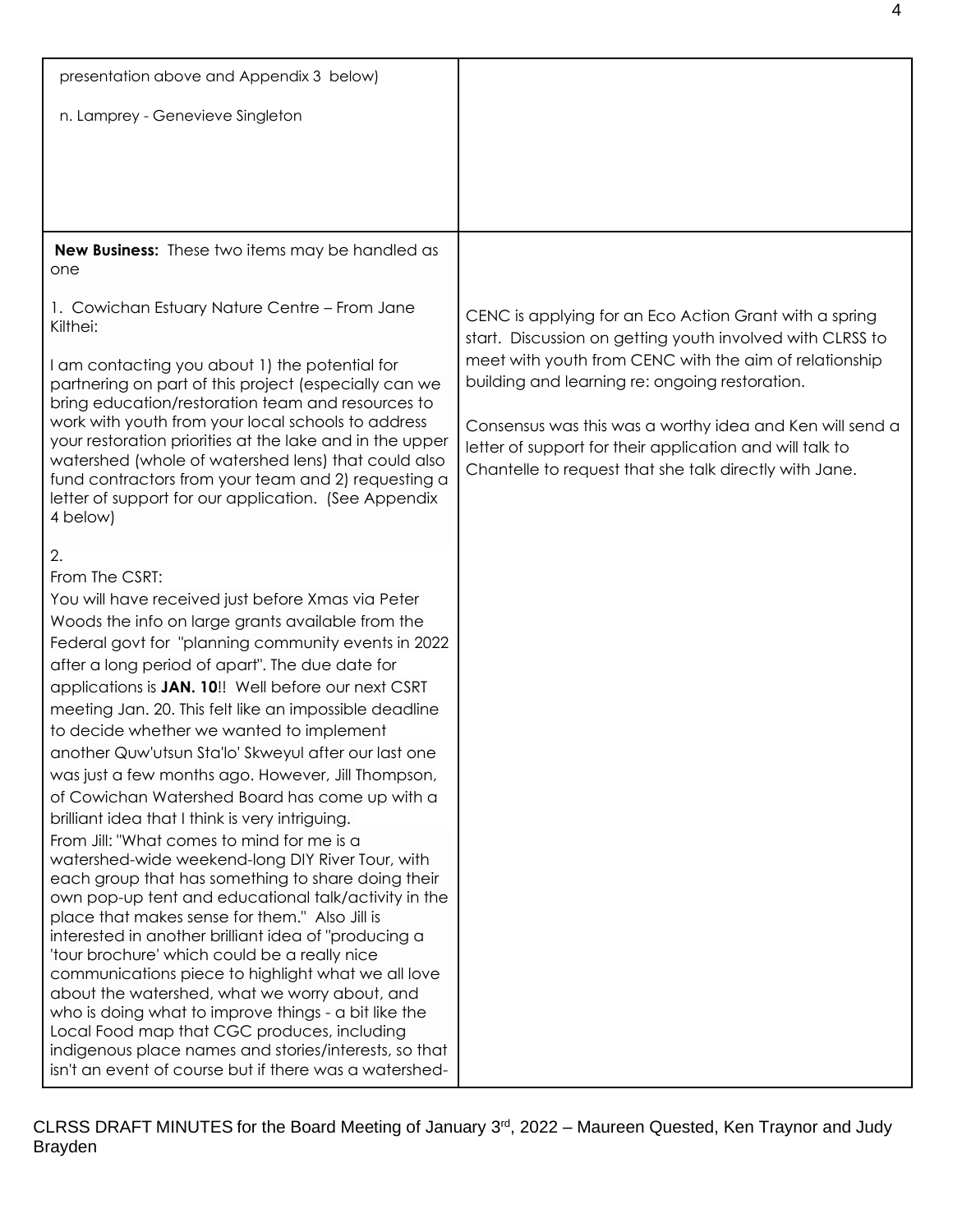| | |
|---|---|
| presentation above and Appendix 3 below)<br><br>n. Lamprey - Genevieve Singleton | |
| **New Business:** These two items may be handled as one<br><br>1. Cowichan Estuary Nature Centre – From Jane Kilthei:<br><br>I am contacting you about 1) the potential for partnering on part of this project (especially can we bring education/restoration team and resources to work with youth from your local schools to address your restoration priorities at the lake and in the upper watershed (whole of watershed lens) that could also fund contractors from your team and 2) requesting a letter of support for our application. (See Appendix 4 below)<br><br>2.<br>From The CSRT:<br>You will have received just before Xmas via Peter Woods the info on large grants available from the Federal govt for "planning community events in 2022 after a long period of apart". The due date for applications is **JAN. 10**!! Well before our next CSRT meeting Jan. 20. This felt like an impossible deadline to decide whether we wanted to implement another Quw'utsun Sta'lo' Skweyul after our last one was just a few months ago. However, Jill Thompson, of Cowichan Watershed Board has come up with a brilliant idea that I think is very intriguing.<br>From Jill: "What comes to mind for me is a watershed-wide weekend-long DIY River Tour, with each group that has something to share doing their own pop-up tent and educational talk/activity in the place that makes sense for them." Also Jill is interested in another brilliant idea of "producing a 'tour brochure' which could be a really nice communications piece to highlight what we all love about the watershed, what we worry about, and who is doing what to improve things - a bit like the Local Food map that CGC produces, including indigenous place names and stories/interests, so that isn't an event of course but if there was a watershed- | CENC is applying for an Eco Action Grant with a spring start. Discussion on getting youth involved with CLRSS to meet with youth from CENC with the aim of relationship building and learning re: ongoing restoration.<br><br>Consensus was this was a worthy idea and Ken will send a letter of support for their application and will talk to Chantelle to request that she talk directly with Jane. |

CLRSS DRAFT MINUTES for the Board Meeting of January 3rd, 2022 – Maureen Quested, Ken Traynor and Judy Brayden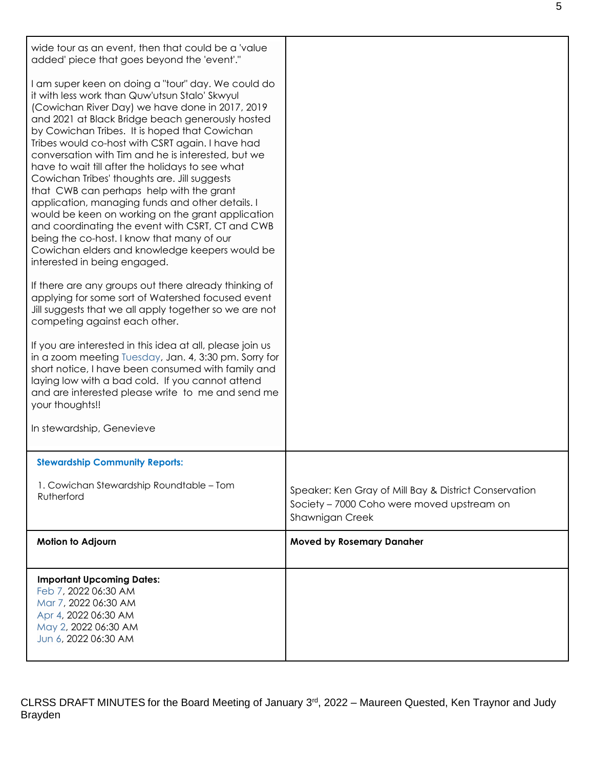| | |
|---|---|
| wide tour as an event, then that could be a 'value added' piece that goes beyond the 'event'."<br><br>I am super keen on doing a "tour" day. We could do it with less work than Quw'utsun Stalo' Skwyul (Cowichan River Day) we have done in 2017, 2019 and 2021 at Black Bridge beach generously hosted by Cowichan Tribes. It is hoped that Cowichan Tribes would co-host with CSRT again. I have had conversation with Tim and he is interested, but we have to wait till after the holidays to see what Cowichan Tribes' thoughts are. Jill suggests that CWB can perhaps help with the grant application, managing funds and other details. I would be keen on working on the grant application and coordinating the event with CSRT, CT and CWB being the co-host. I know that many of our Cowichan elders and knowledge keepers would be interested in being engaged.<br><br>If there are any groups out there already thinking of applying for some sort of Watershed focused event Jill suggests that we all apply together so we are not competing against each other.<br><br>If you are interested in this idea at all, please join us in a zoom meeting Tuesday, Jan. 4, 3:30 pm. Sorry for short notice, I have been consumed with family and laying low with a bad cold. If you cannot attend and are interested please write to me and send me your thoughts!!<br><br>In stewardship, Genevieve | |
| **Stewardship Community Reports:**<br><br>1. Cowichan Stewardship Roundtable – Tom Rutherford | Speaker: Ken Gray of Mill Bay & District Conservation Society – 7000 Coho were moved upstream on Shawnigan Creek |
| **Motion to Adjourn** | **Moved by Rosemary Danaher** |
| **Important Upcoming Dates:**<br>Feb 7, 2022 06:30 AM<br>Mar 7, 2022 06:30 AM<br>Apr 4, 2022 06:30 AM<br>May 2, 2022 06:30 AM<br>Jun 6, 2022 06:30 AM | |

CLRSS DRAFT MINUTES for the Board Meeting of January 3rd, 2022 – Maureen Quested, Ken Traynor and Judy Brayden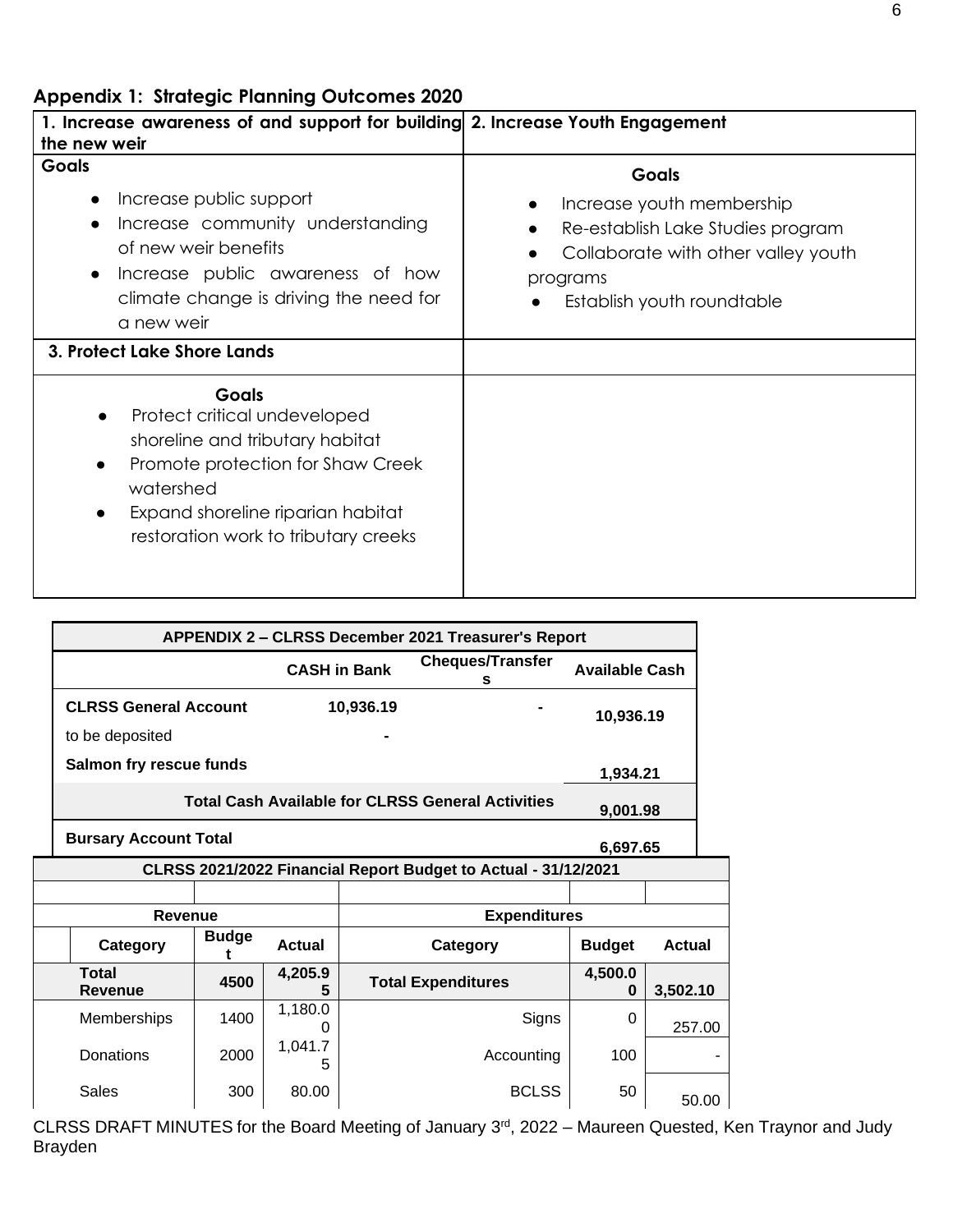## Appendix 1: Strategic Planning Outcomes 2020

| 1. Increase awareness of and support for building the new weir | 2. Increase Youth Engagement |
|---|---|
| **Goals**<br>• Increase public support<br>• Increase community understanding of new weir benefits<br>• Increase public awareness of how climate change is driving the need for a new weir | **Goals**<br>• Increase youth membership<br>• Re-establish Lake Studies program<br>• Collaborate with other valley youth programs<br>• Establish youth roundtable |
| **3. Protect Lake Shore Lands** | |
| **Goals**<br>• Protect critical undeveloped shoreline and tributary habitat<br>• Promote protection for Shaw Creek watershed<br>• Expand shoreline riparian habitat restoration work to tributary creeks | |

| APPENDIX 2 – CLRSS December 2021 Treasurer's Report | | | |
|---|---|---|---|
| | **CASH in Bank** | **Cheques/Transfers** | **Available Cash** |
| **CLRSS General Account** | **10,936.19** | **-** | **10,936.19** |
| to be deposited | **-** | | |
| **Salmon fry rescue funds** | | | **1,934.21** |
| **Total Cash Available for CLRSS General Activities** | | | **9,001.98** |
| **Bursary Account Total** | | | **6,697.65** |

| CLRSS 2021/2022 Financial Report Budget to Actual - 31/12/2021 | | | | | |
|---|---|---|---|---|---|
| **Revenue** | | | **Expenditures** | | |
| **Category** | **Budget** | **Actual** | **Category** | **Budget** | **Actual** |
| **Total Revenue** | **4500** | **4,205.95** | **Total Expenditures** | **4,500.00** | **3,502.10** |
| Memberships | 1400 | 1,180.00 | Signs | 0 | 257.00 |
| Donations | 2000 | 1,041.75 | Accounting | 100 | - |
| Sales | 300 | 80.00 | BCLSS | 50 | 50.00 |

CLRSS DRAFT MINUTES for the Board Meeting of January 3rd, 2022 – Maureen Quested, Ken Traynor and Judy Brayden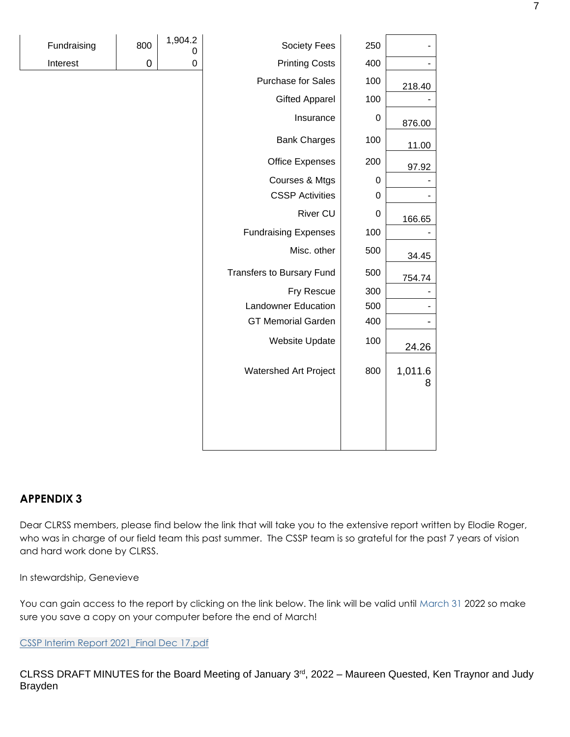| Fundraising | 800 | 1,904.20 |
|---|---|---|
| Interest | 0 | 0 |

| | | |
|---|---|---|
| Society Fees | 250 | - |
| Printing Costs | 400 | - |
| Purchase for Sales | 100 | 218.40 |
| Gifted Apparel | 100 | - |
| Insurance | 0 | 876.00 |
| Bank Charges | 100 | 11.00 |
| Office Expenses | 200 | 97.92 |
| Courses & Mtgs | 0 | - |
| CSSP Activities | 0 | - |
| River CU | 0 | 166.65 |
| Fundraising Expenses | 100 | - |
| Misc. other | 500 | 34.45 |
| Transfers to Bursary Fund | 500 | 754.74 |
| Fry Rescue | 300 | - |
| Landowner Education | 500 | - |
| GT Memorial Garden | 400 | - |
| Website Update | 100 | 24.26 |
| Watershed Art Project | 800 | 1,011.68 |

## APPENDIX 3

Dear CLRSS members, please find below the link that will take you to the extensive report written by Elodie Roger, who was in charge of our field team this past summer. The CSSP team is so grateful for the past 7 years of vision and hard work done by CLRSS.

In stewardship, Genevieve

You can gain access to the report by clicking on the link below. The link will be valid until March 31 2022 so make sure you save a copy on your computer before the end of March!

[CSSP Interim Report 2021_Final Dec 17.pdf]

CLRSS DRAFT MINUTES for the Board Meeting of January 3rd, 2022 – Maureen Quested, Ken Traynor and Judy Brayden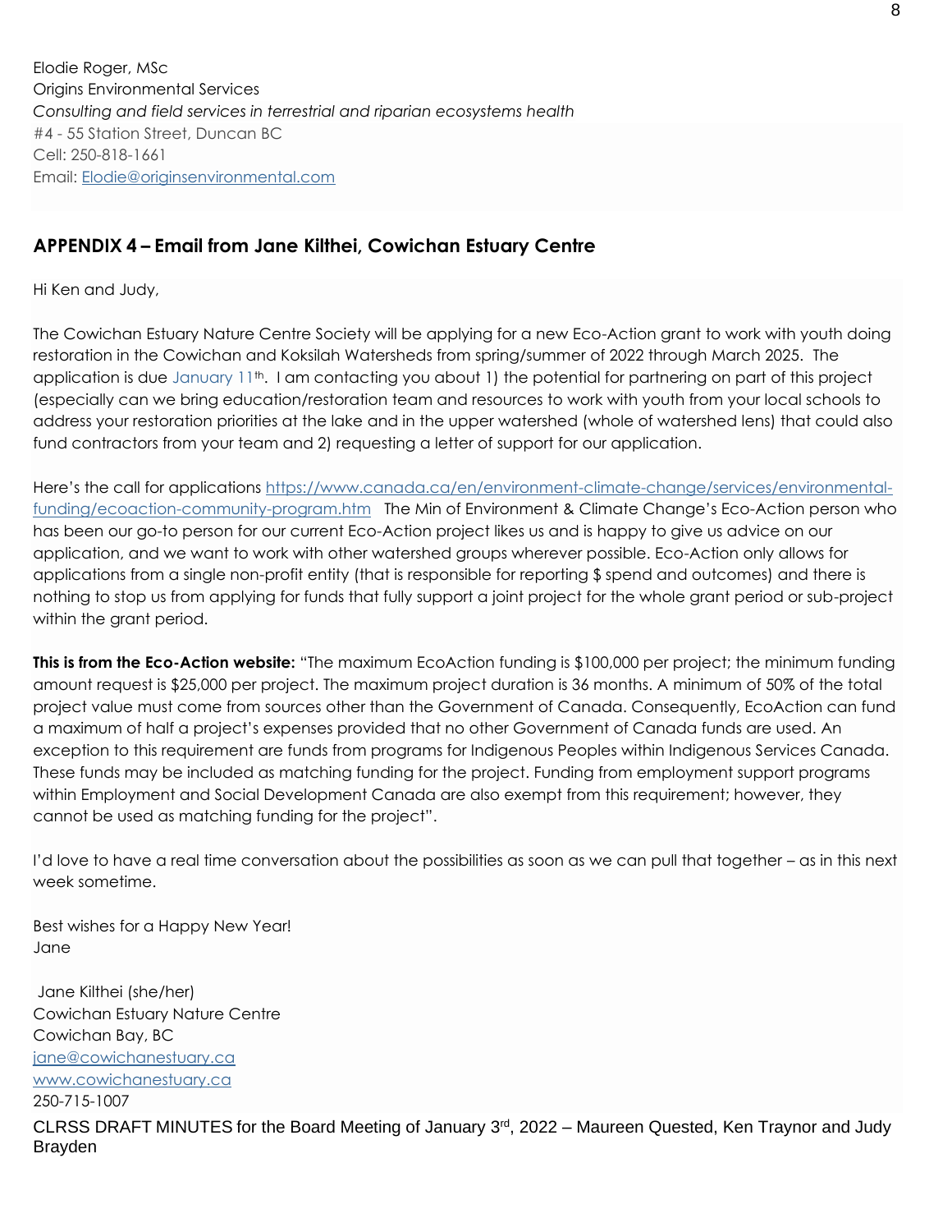Elodie Roger, MSc
Origins Environmental Services
*Consulting and field services in terrestrial and riparian ecosystems health*
#4 - 55 Station Street, Duncan BC
Cell: 250-818-1661
Email: Elodie@originsenvironmental.com

## APPENDIX 4 – Email from Jane Kilthei, Cowichan Estuary Centre

Hi Ken and Judy,

The Cowichan Estuary Nature Centre Society will be applying for a new Eco-Action grant to work with youth doing restoration in the Cowichan and Koksilah Watersheds from spring/summer of 2022 through March 2025. The application is due January 11th. I am contacting you about 1) the potential for partnering on part of this project (especially can we bring education/restoration team and resources to work with youth from your local schools to address your restoration priorities at the lake and in the upper watershed (whole of watershed lens) that could also fund contractors from your team and 2) requesting a letter of support for our application.

Here's the call for applications https://www.canada.ca/en/environment-climate-change/services/environmental-funding/ecoaction-community-program.htm The Min of Environment & Climate Change's Eco-Action person who has been our go-to person for our current Eco-Action project likes us and is happy to give us advice on our application, and we want to work with other watershed groups wherever possible. Eco-Action only allows for applications from a single non-profit entity (that is responsible for reporting $ spend and outcomes) and there is nothing to stop us from applying for funds that fully support a joint project for the whole grant period or sub-project within the grant period.

**This is from the Eco-Action website:** "The maximum EcoAction funding is $100,000 per project; the minimum funding amount request is $25,000 per project. The maximum project duration is 36 months. A minimum of 50% of the total project value must come from sources other than the Government of Canada. Consequently, EcoAction can fund a maximum of half a project's expenses provided that no other Government of Canada funds are used. An exception to this requirement are funds from programs for Indigenous Peoples within Indigenous Services Canada. These funds may be included as matching funding for the project. Funding from employment support programs within Employment and Social Development Canada are also exempt from this requirement; however, they cannot be used as matching funding for the project".

I'd love to have a real time conversation about the possibilities as soon as we can pull that together – as in this next week sometime.

Best wishes for a Happy New Year!
Jane

Jane Kilthei (she/her)
Cowichan Estuary Nature Centre
Cowichan Bay, BC
jane@cowichanestuary.ca
www.cowichanestuary.ca
250-715-1007